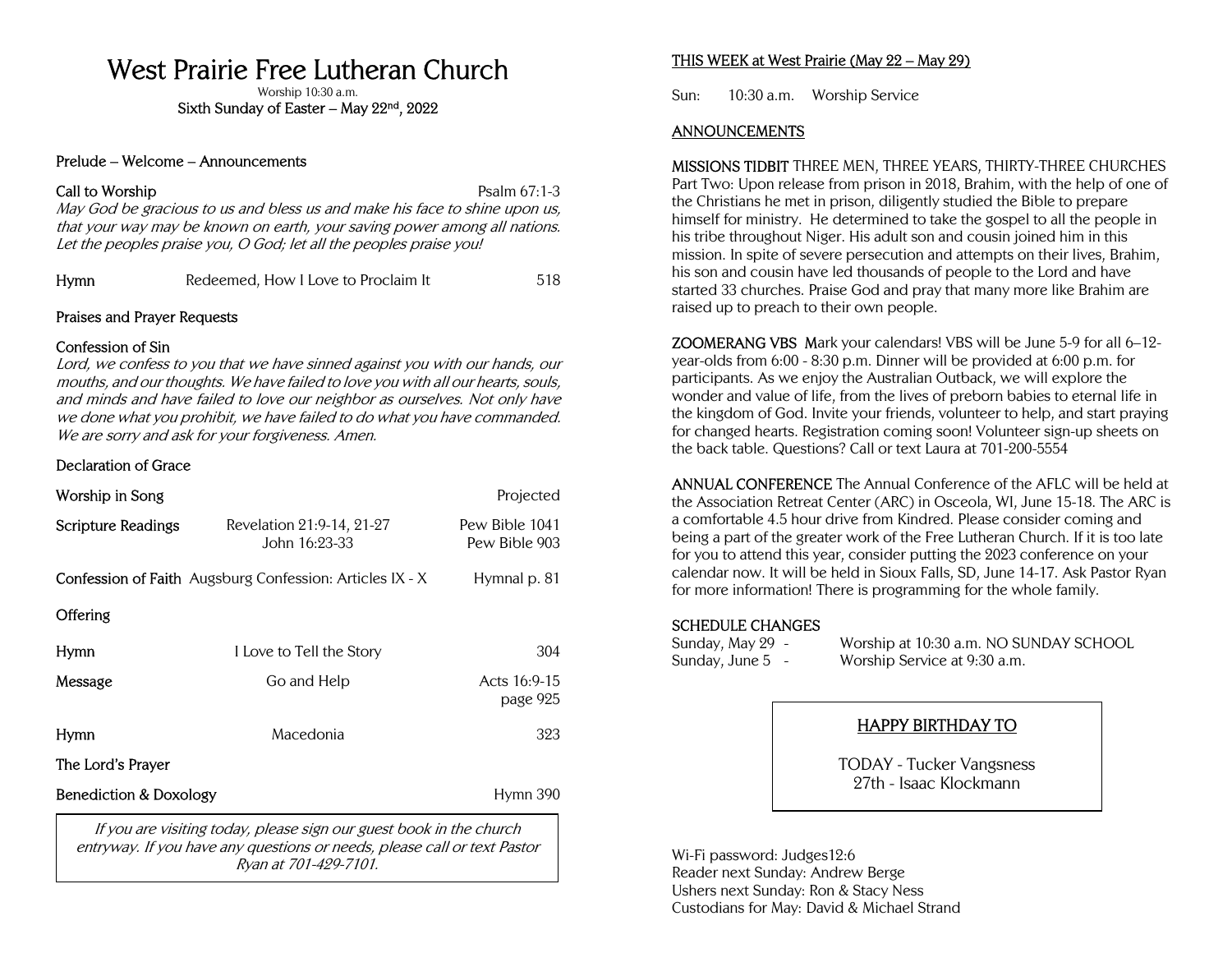# West Prairie Free Lutheran Church

Worship 10:30 a.m.

Sixth Sunday of Easter – May 22nd, 2022

Prelude – Welcome – Announcements

**Call to Worship** Psalm 67:1-3

*May God be gracious to us and bless us and make his face to shine upon us, that your way may be known on earth, your saving power among all nations. Let the peoples praise you, O God; let all the peoples praise you!*

**Hymn** — Redeemed, How I Love to Proclaim It — 518

Praises and Prayer Requests

**Confession of Sin**

*Lord, we confess to you that we have sinned against you with our hands, our mouths, and our thoughts. We have failed to love you with all our hearts, souls, and minds and have failed to love our neighbor as ourselves. Not only have we done what you prohibit, we have failed to do what you have commanded. We are sorry and ask for your forgiveness. Amen.*

Declaration of Grace

**Worship in Song** — Projected

**Scripture Readings** — Revelation 21:9-14, 21-27 — Pew Bible 1041
John 16:23-33 — Pew Bible 903

**Confession of Faith** — Augsburg Confession: Articles IX - X — Hymnal p. 81

**Offering**

**Hymn** — I Love to Tell the Story — 304

**Message** — Go and Help — Acts 16:9-15, page 925

**Hymn** — Macedonia — 323

**The Lord's Prayer**

**Benediction & Doxology** — Hymn 390

*If you are visiting today, please sign our guest book in the church entryway. If you have any questions or needs, please call or text Pastor Ryan at 701-429-7101.*

## THIS WEEK at West Prairie (May 22 – May 29)

Sun: 10:30 a.m. Worship Service

## ANNOUNCEMENTS

**MISSIONS TIDBIT** THREE MEN, THREE YEARS, THIRTY-THREE CHURCHES Part Two: Upon release from prison in 2018, Brahim, with the help of one of the Christians he met in prison, diligently studied the Bible to prepare himself for ministry. He determined to take the gospel to all the people in his tribe throughout Niger. His adult son and cousin joined him in this mission. In spite of severe persecution and attempts on their lives, Brahim, his son and cousin have led thousands of people to the Lord and have started 33 churches. Praise God and pray that many more like Brahim are raised up to preach to their own people.

**ZOOMERANG VBS** Mark your calendars! VBS will be June 5-9 for all 6–12-year-olds from 6:00 - 8:30 p.m. Dinner will be provided at 6:00 p.m. for participants. As we enjoy the Australian Outback, we will explore the wonder and value of life, from the lives of preborn babies to eternal life in the kingdom of God. Invite your friends, volunteer to help, and start praying for changed hearts. Registration coming soon! Volunteer sign-up sheets on the back table. Questions? Call or text Laura at 701-200-5554

**ANNUAL CONFERENCE** The Annual Conference of the AFLC will be held at the Association Retreat Center (ARC) in Osceola, WI, June 15-18. The ARC is a comfortable 4.5 hour drive from Kindred. Please consider coming and being a part of the greater work of the Free Lutheran Church. If it is too late for you to attend this year, consider putting the 2023 conference on your calendar now. It will be held in Sioux Falls, SD, June 14-17. Ask Pastor Ryan for more information! There is programming for the whole family.

**SCHEDULE CHANGES**

Sunday, May 29 - Worship at 10:30 a.m. NO SUNDAY SCHOOL
Sunday, June 5 - Worship Service at 9:30 a.m.

**HAPPY BIRTHDAY TO**

TODAY - Tucker Vangsness
27th - Isaac Klockmann

Wi-Fi password: Judges12:6
Reader next Sunday: Andrew Berge
Ushers next Sunday: Ron & Stacy Ness
Custodians for May: David & Michael Strand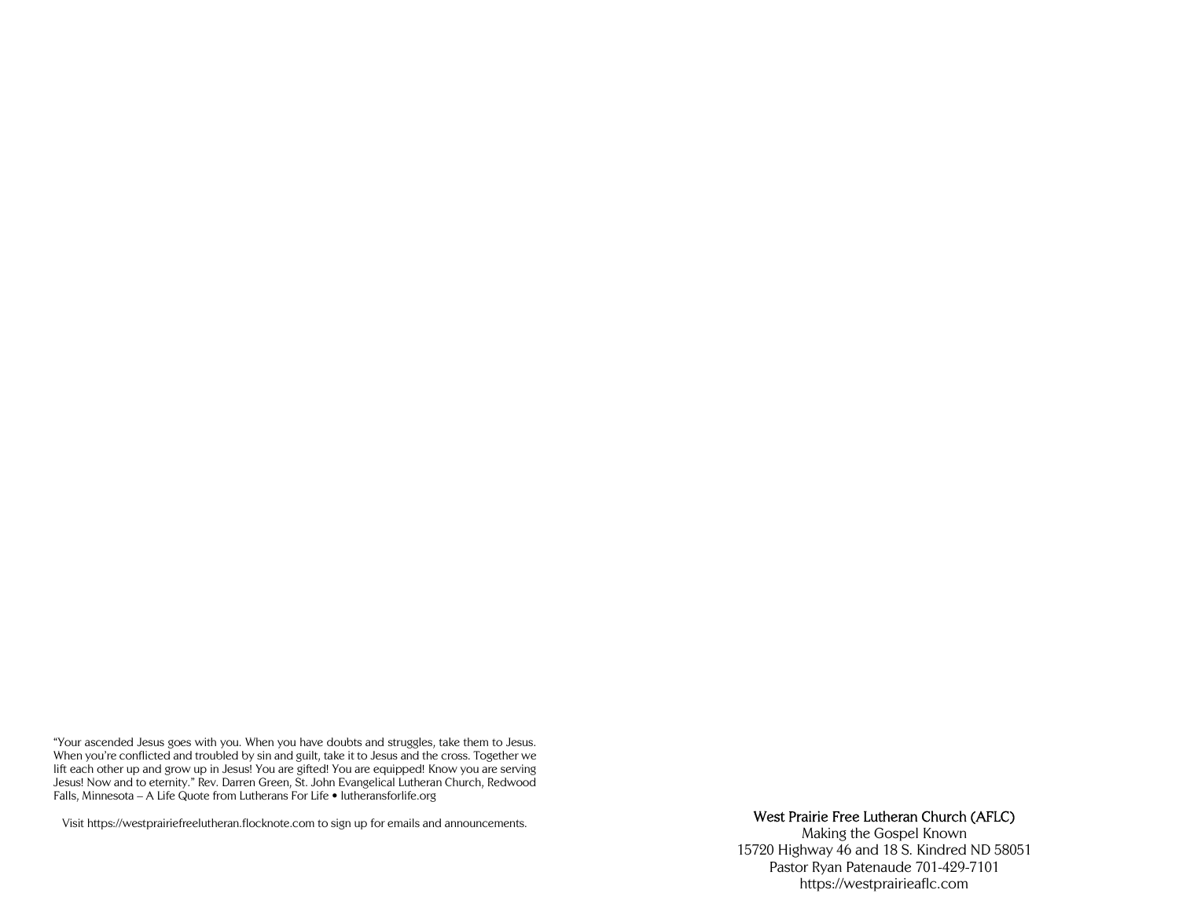"Your ascended Jesus goes with you. When you have doubts and struggles, take them to Jesus. When you're conflicted and troubled by sin and guilt, take it to Jesus and the cross. Together we lift each other up and grow up in Jesus! You are gifted! You are equipped! Know you are serving Jesus! Now and to eternity." Rev. Darren Green, St. John Evangelical Lutheran Church, Redwood Falls, Minnesota – A Life Quote from Lutherans For Life • lutheransforlife.org

Visit https://westprairiefreelutheran.flocknote.com to sign up for emails and announcements.

West Prairie Free Lutheran Church (AFLC)
Making the Gospel Known
15720 Highway 46 and 18 S. Kindred ND 58051
Pastor Ryan Patenaude 701-429-7101
https://westprairieaflc.com